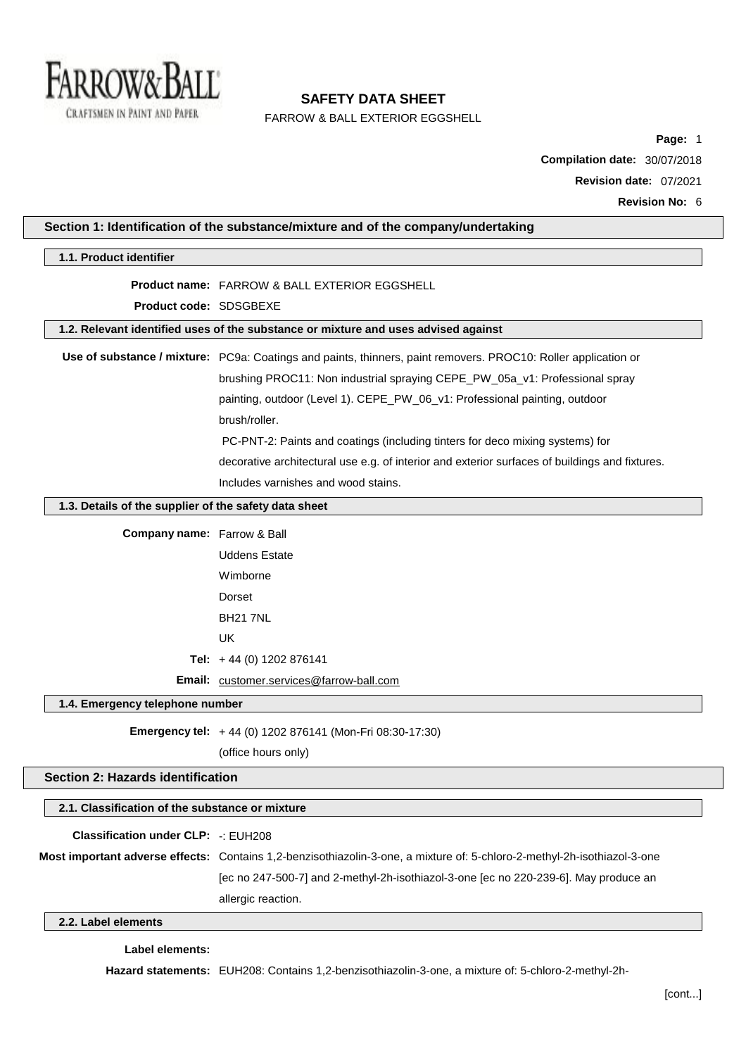# SAFETY DATA SHEET

FARROW & BALL EXTERIOR EGGSHELL

**Compilation date:** 30/07/2018

**Revision date:** 07/2021

**Revision No:** 6

## Section 1: Identification of the substance/mixture and of the company/undertaking

### 1.1. Product identifier

**Product name:** FARROW & BALL EXTERIOR EGGSHELL

**Product code:** SDSGBEXE

### 1.2. Relevant identified uses of the substance or mixture and uses advised against

**Use of substance / mixture:** PC9a: Coatings and paints, thinners, paint removers. PROC10: Roller application or brushing PROC11: Non industrial spraying CEPE_PW_05a_v1: Professional spray painting, outdoor (Level 1). CEPE_PW_06_v1: Professional painting, outdoor brush/roller.

PC-PNT-2: Paints and coatings (including tinters for deco mixing systems) for decorative architectural use e.g. of interior and exterior surfaces of buildings and fixtures. Includes varnishes and wood stains.

### 1.3. Details of the supplier of the safety data sheet

**Company name:** Farrow & Ball

Uddens Estate

Wimborne

Dorset

BH21 7NL

UK

**Tel:** + 44 (0) 1202 876141

**Email:** customer.services@farrow-ball.com

### 1.4. Emergency telephone number

**Emergency tel:** + 44 (0) 1202 876141 (Mon-Fri 08:30-17:30)

(office hours only)

## Section 2: Hazards identification

### 2.1. Classification of the substance or mixture

**Classification under CLP:** -: EUH208

**Most important adverse effects:** Contains 1,2-benzisothiazolin-3-one, a mixture of: 5-chloro-2-methyl-2h-isothiazol-3-one [ec no 247-500-7] and 2-methyl-2h-isothiazol-3-one [ec no 220-239-6]. May produce an allergic reaction.

### 2.2. Label elements

**Label elements:**

**Hazard statements:** EUH208: Contains 1,2-benzisothiazolin-3-one, a mixture of: 5-chloro-2-methyl-2h-

[cont...]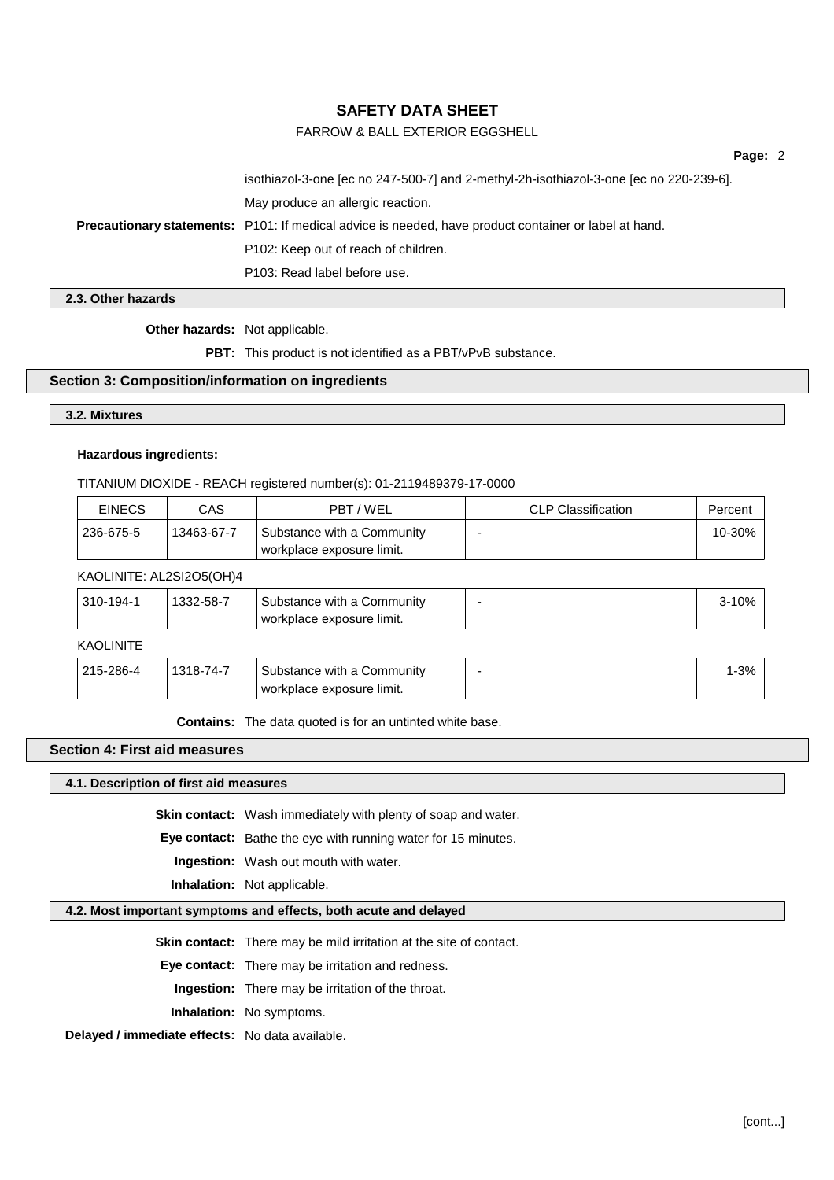isothiazol-3-one [ec no 247-500-7] and 2-methyl-2h-isothiazol-3-one [ec no 220-239-6].

May produce an allergic reaction.

**Precautionary statements:** P101: If medical advice is needed, have product container or label at hand.

P102: Keep out of reach of children.

P103: Read label before use.

### 2.3. Other hazards

**Other hazards:** Not applicable.

**PBT:** This product is not identified as a PBT/vPvB substance.

## Section 3: Composition/information on ingredients

### 3.2. Mixtures

**Hazardous ingredients:**

TITANIUM DIOXIDE - REACH registered number(s): 01-2119489379-17-0000

| EINECS | CAS | PBT / WEL | CLP Classification | Percent |
|---|---|---|---|---|
| 236-675-5 | 13463-67-7 | Substance with a Community workplace exposure limit. | - | 10-30% |

KAOLINITE: AL2SI2O5(OH)4

| EINECS | CAS | PBT / WEL | CLP Classification | Percent |
|---|---|---|---|---|
| 310-194-1 | 1332-58-7 | Substance with a Community workplace exposure limit. | - | 3-10% |

KAOLINITE

| EINECS | CAS | PBT / WEL | CLP Classification | Percent |
|---|---|---|---|---|
| 215-286-4 | 1318-74-7 | Substance with a Community workplace exposure limit. | - | 1-3% |

**Contains:** The data quoted is for an untinted white base.

## Section 4: First aid measures

### 4.1. Description of first aid measures

**Skin contact:** Wash immediately with plenty of soap and water.

**Eye contact:** Bathe the eye with running water for 15 minutes.

**Ingestion:** Wash out mouth with water.

**Inhalation:** Not applicable.

### 4.2. Most important symptoms and effects, both acute and delayed

**Skin contact:** There may be mild irritation at the site of contact.

**Eye contact:** There may be irritation and redness.

**Ingestion:** There may be irritation of the throat.

**Inhalation:** No symptoms.

**Delayed / immediate effects:** No data available.

[cont...]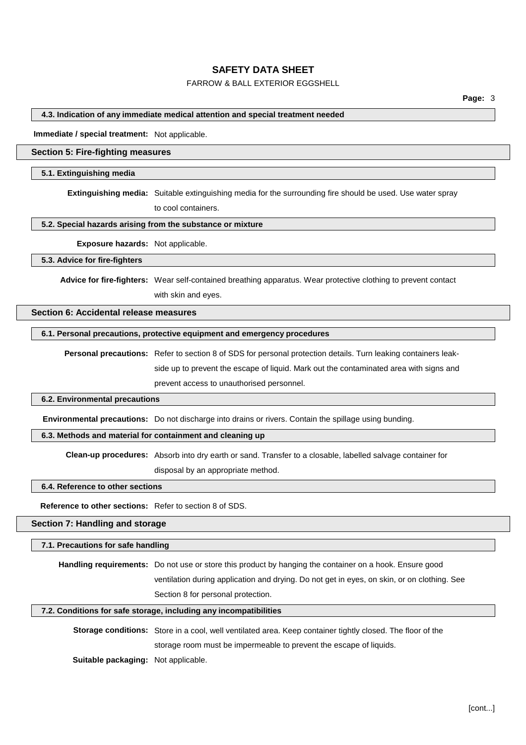#### 4.3. Indication of any immediate medical attention and special treatment needed

**Immediate / special treatment:** Not applicable.

## Section 5: Fire-fighting measures

#### 5.1. Extinguishing media

**Extinguishing media:** Suitable extinguishing media for the surrounding fire should be used. Use water spray to cool containers.

#### 5.2. Special hazards arising from the substance or mixture

**Exposure hazards:** Not applicable.

#### 5.3. Advice for fire-fighters

**Advice for fire-fighters:** Wear self-contained breathing apparatus. Wear protective clothing to prevent contact with skin and eyes.

## Section 6: Accidental release measures

#### 6.1. Personal precautions, protective equipment and emergency procedures

**Personal precautions:** Refer to section 8 of SDS for personal protection details. Turn leaking containers leak-side up to prevent the escape of liquid. Mark out the contaminated area with signs and prevent access to unauthorised personnel.

#### 6.2. Environmental precautions

**Environmental precautions:** Do not discharge into drains or rivers. Contain the spillage using bunding.

#### 6.3. Methods and material for containment and cleaning up

**Clean-up procedures:** Absorb into dry earth or sand. Transfer to a closable, labelled salvage container for disposal by an appropriate method.

#### 6.4. Reference to other sections

**Reference to other sections:** Refer to section 8 of SDS.

## Section 7: Handling and storage

#### 7.1. Precautions for safe handling

**Handling requirements:** Do not use or store this product by hanging the container on a hook. Ensure good ventilation during application and drying. Do not get in eyes, on skin, or on clothing. See Section 8 for personal protection.

#### 7.2. Conditions for safe storage, including any incompatibilities

**Storage conditions:** Store in a cool, well ventilated area. Keep container tightly closed. The floor of the storage room must be impermeable to prevent the escape of liquids.

**Suitable packaging:** Not applicable.

[cont...]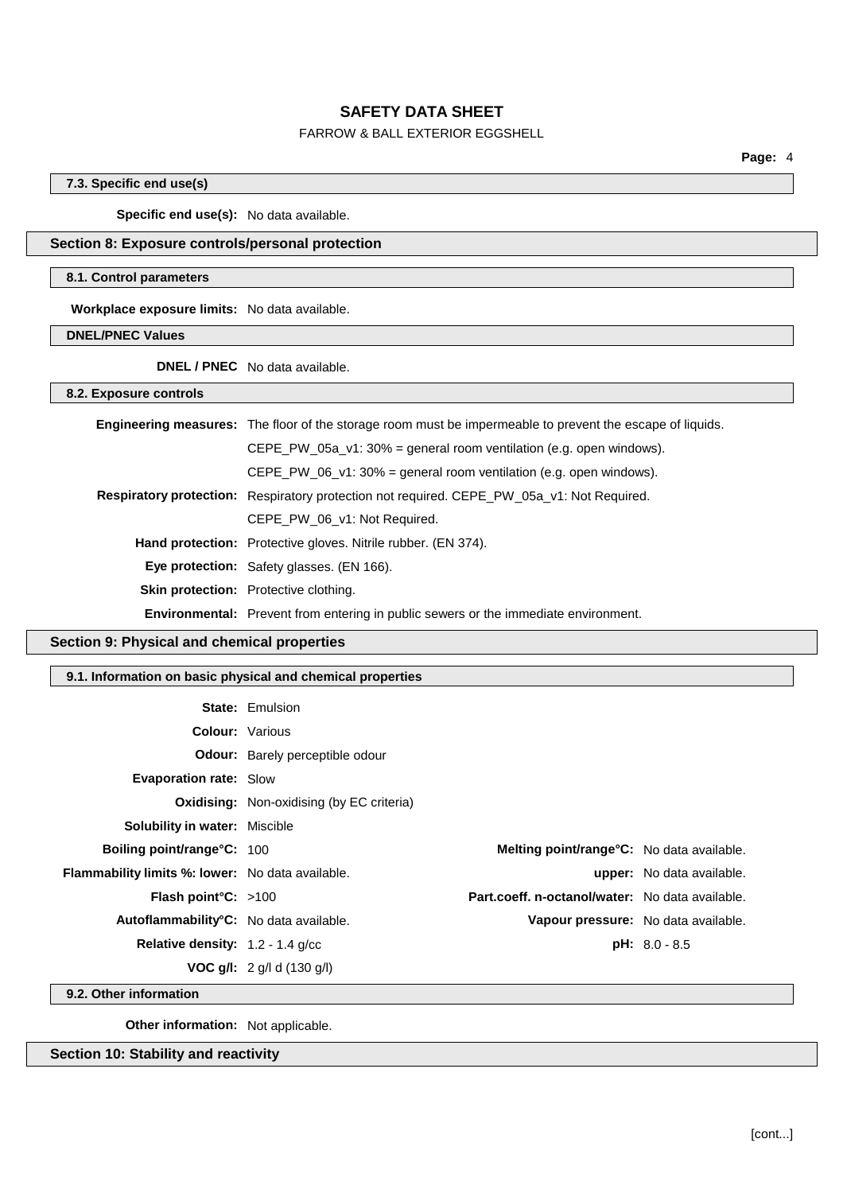### 7.3. Specific end use(s)

**Specific end use(s):** No data available.

## Section 8: Exposure controls/personal protection

### 8.1. Control parameters

**Workplace exposure limits:** No data available.

### DNEL/PNEC Values

**DNEL / PNEC** No data available.

### 8.2. Exposure controls

**Engineering measures:** The floor of the storage room must be impermeable to prevent the escape of liquids.

CEPE_PW_05a_v1: 30% = general room ventilation (e.g. open windows).

CEPE_PW_06_v1: 30% = general room ventilation (e.g. open windows).

**Respiratory protection:** Respiratory protection not required. CEPE_PW_05a_v1: Not Required.

CEPE_PW_06_v1: Not Required.

**Hand protection:** Protective gloves. Nitrile rubber. (EN 374).

**Eye protection:** Safety glasses. (EN 166).

**Skin protection:** Protective clothing.

**Environmental:** Prevent from entering in public sewers or the immediate environment.

## Section 9: Physical and chemical properties

### 9.1. Information on basic physical and chemical properties

**State:** Emulsion

**Colour:** Various

**Odour:** Barely perceptible odour

**Evaporation rate:** Slow

**Oxidising:** Non-oxidising (by EC criteria)

**Solubility in water:** Miscible

| | | | |
|---|---|---|---|
| **Boiling point/range°C:** | 100 | **Melting point/range°C:** | No data available. |
| **Flammability limits %: lower:** | No data available. | **upper:** | No data available. |
| **Flash point°C:** | >100 | **Part.coeff. n-octanol/water:** | No data available. |
| **Autoflammability°C:** | No data available. | **Vapour pressure:** | No data available. |
| **Relative density:** | 1.2 - 1.4 g/cc | **pH:** | 8.0 - 8.5 |
| **VOC g/l:** | 2 g/l d (130 g/l) | | |

### 9.2. Other information

**Other information:** Not applicable.

## Section 10: Stability and reactivity

[cont...]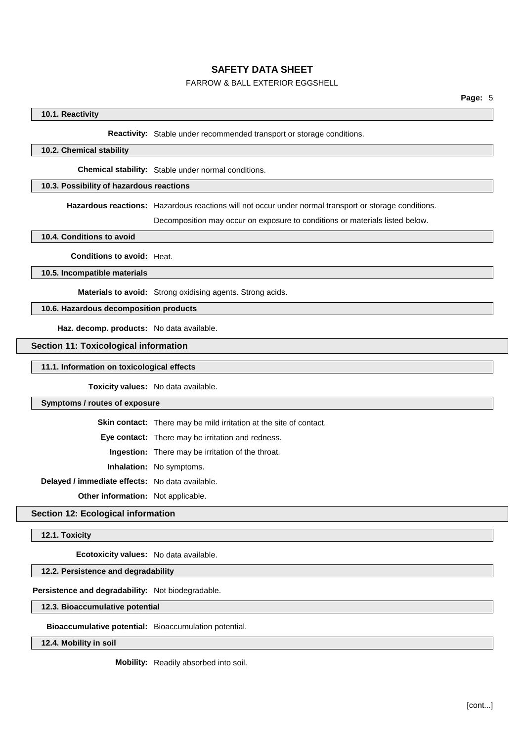### 10.1. Reactivity

**Reactivity:** Stable under recommended transport or storage conditions.

### 10.2. Chemical stability

**Chemical stability:** Stable under normal conditions.

### 10.3. Possibility of hazardous reactions

**Hazardous reactions:** Hazardous reactions will not occur under normal transport or storage conditions.

Decomposition may occur on exposure to conditions or materials listed below.

### 10.4. Conditions to avoid

**Conditions to avoid:** Heat.

### 10.5. Incompatible materials

**Materials to avoid:** Strong oxidising agents. Strong acids.

### 10.6. Hazardous decomposition products

**Haz. decomp. products:** No data available.

## Section 11: Toxicological information

### 11.1. Information on toxicological effects

**Toxicity values:** No data available.

### Symptoms / routes of exposure

**Skin contact:** There may be mild irritation at the site of contact.

**Eye contact:** There may be irritation and redness.

**Ingestion:** There may be irritation of the throat.

**Inhalation:** No symptoms.

**Delayed / immediate effects:** No data available.

**Other information:** Not applicable.

## Section 12: Ecological information

### 12.1. Toxicity

**Ecotoxicity values:** No data available.

### 12.2. Persistence and degradability

**Persistence and degradability:** Not biodegradable.

### 12.3. Bioaccumulative potential

**Bioaccumulative potential:** Bioaccumulation potential.

### 12.4. Mobility in soil

**Mobility:** Readily absorbed into soil.

[cont...]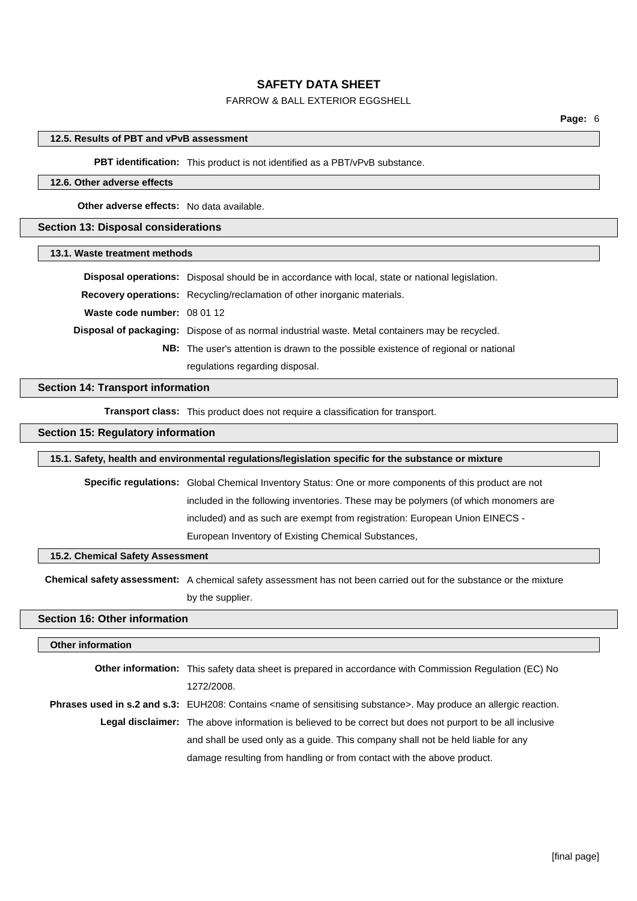### 12.5. Results of PBT and vPvB assessment

**PBT identification:** This product is not identified as a PBT/vPvB substance.

### 12.6. Other adverse effects

**Other adverse effects:** No data available.

## Section 13: Disposal considerations

### 13.1. Waste treatment methods

**Disposal operations:** Disposal should be in accordance with local, state or national legislation.

**Recovery operations:** Recycling/reclamation of other inorganic materials.

**Waste code number:** 08 01 12

**Disposal of packaging:** Dispose of as normal industrial waste. Metal containers may be recycled.

**NB:** The user's attention is drawn to the possible existence of regional or national regulations regarding disposal.

## Section 14: Transport information

**Transport class:** This product does not require a classification for transport.

## Section 15: Regulatory information

### 15.1. Safety, health and environmental regulations/legislation specific for the substance or mixture

**Specific regulations:** Global Chemical Inventory Status: One or more components of this product are not included in the following inventories. These may be polymers (of which monomers are included) and as such are exempt from registration: European Union EINECS - European Inventory of Existing Chemical Substances,

### 15.2. Chemical Safety Assessment

**Chemical safety assessment:** A chemical safety assessment has not been carried out for the substance or the mixture by the supplier.

## Section 16: Other information

### Other information

**Other information:** This safety data sheet is prepared in accordance with Commission Regulation (EC) No 1272/2008.

**Phrases used in s.2 and s.3:** EUH208: Contains <name of sensitising substance>. May produce an allergic reaction.

**Legal disclaimer:** The above information is believed to be correct but does not purport to be all inclusive and shall be used only as a guide. This company shall not be held liable for any damage resulting from handling or from contact with the above product.

[final page]